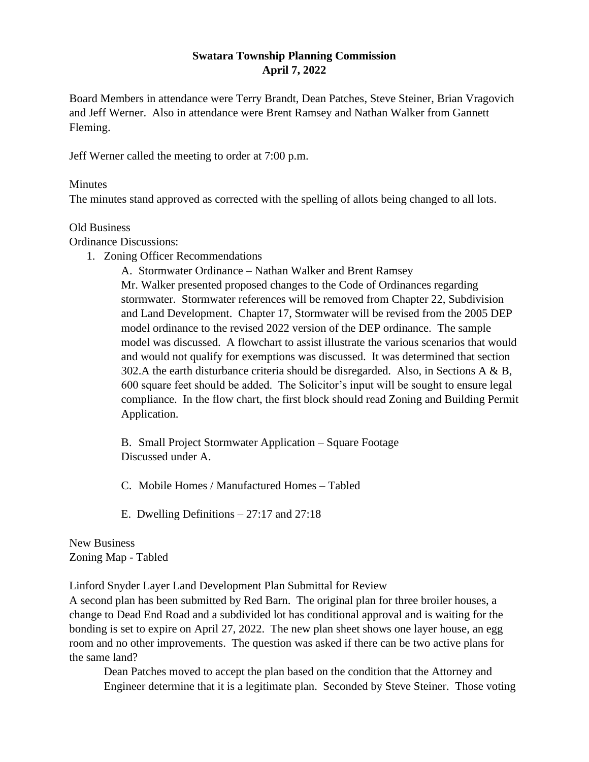# Swatara Township Planning Commission
## April 7, 2022

Board Members in attendance were Terry Brandt, Dean Patches, Steve Steiner, Brian Vragovich and Jeff Werner. Also in attendance were Brent Ramsey and Nathan Walker from Gannett Fleming.

Jeff Werner called the meeting to order at 7:00 p.m.

Minutes
The minutes stand approved as corrected with the spelling of allots being changed to all lots.

Old Business
Ordinance Discussions:

1. Zoning Officer Recommendations

   A. Stormwater Ordinance – Nathan Walker and Brent Ramsey
   Mr. Walker presented proposed changes to the Code of Ordinances regarding stormwater. Stormwater references will be removed from Chapter 22, Subdivision and Land Development. Chapter 17, Stormwater will be revised from the 2005 DEP model ordinance to the revised 2022 version of the DEP ordinance. The sample model was discussed. A flowchart to assist illustrate the various scenarios that would and would not qualify for exemptions was discussed. It was determined that section 302.A the earth disturbance criteria should be disregarded. Also, in Sections A & B, 600 square feet should be added. The Solicitor's input will be sought to ensure legal compliance. In the flow chart, the first block should read Zoning and Building Permit Application.

   B. Small Project Stormwater Application – Square Footage
   Discussed under A.

   C. Mobile Homes / Manufactured Homes – Tabled

   E. Dwelling Definitions – 27:17 and 27:18

New Business
Zoning Map - Tabled

Linford Snyder Layer Land Development Plan Submittal for Review
A second plan has been submitted by Red Barn. The original plan for three broiler houses, a change to Dead End Road and a subdivided lot has conditional approval and is waiting for the bonding is set to expire on April 27, 2022. The new plan sheet shows one layer house, an egg room and no other improvements. The question was asked if there can be two active plans for the same land?

> Dean Patches moved to accept the plan based on the condition that the Attorney and Engineer determine that it is a legitimate plan. Seconded by Steve Steiner. Those voting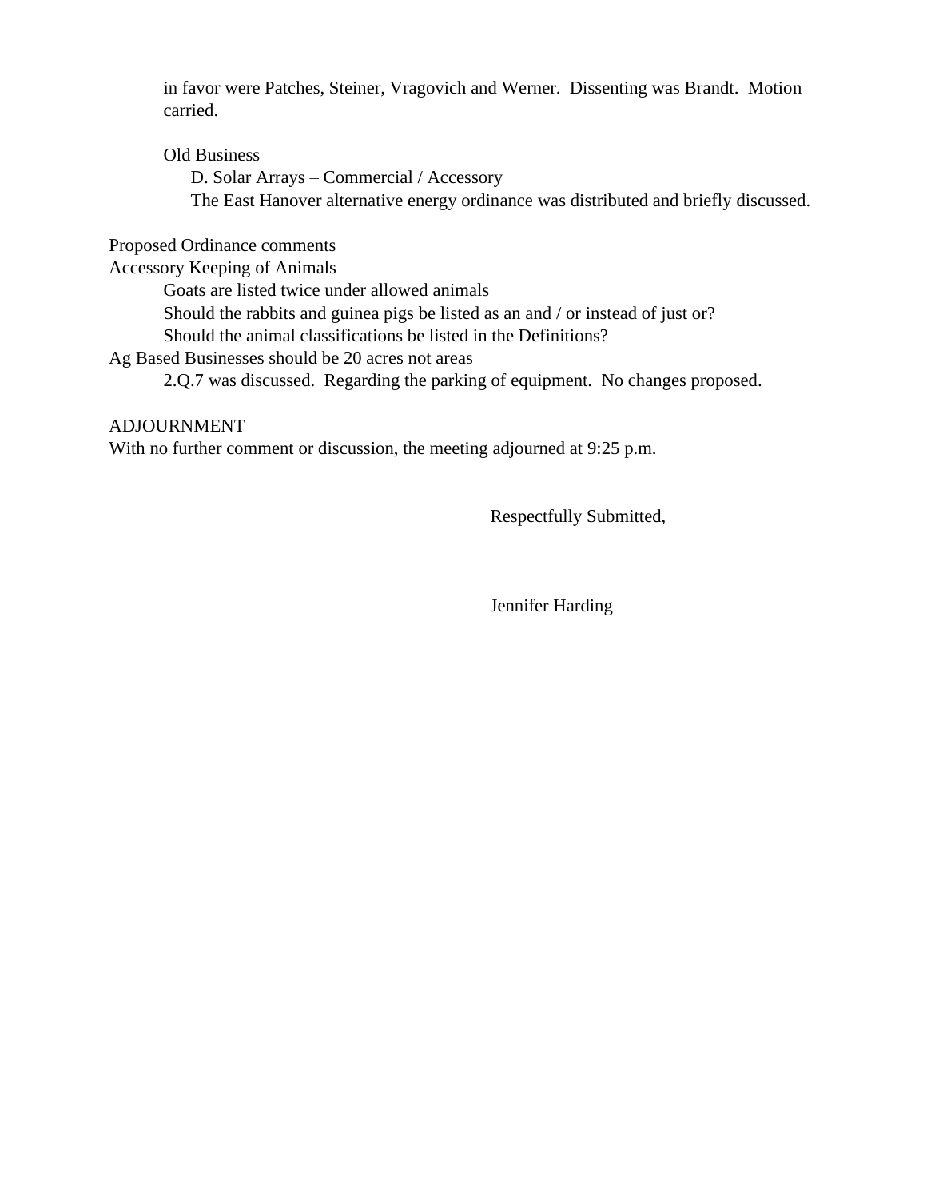in favor were Patches, Steiner, Vragovich and Werner. Dissenting was Brandt. Motion carried.

Old Business

D. Solar Arrays – Commercial / Accessory

The East Hanover alternative energy ordinance was distributed and briefly discussed.

Proposed Ordinance comments

Accessory Keeping of Animals

Goats are listed twice under allowed animals

Should the rabbits and guinea pigs be listed as an and / or instead of just or?

Should the animal classifications be listed in the Definitions?

Ag Based Businesses should be 20 acres not areas

2.Q.7 was discussed. Regarding the parking of equipment. No changes proposed.

ADJOURNMENT

With no further comment or discussion, the meeting adjourned at 9:25 p.m.

Respectfully Submitted,

Jennifer Harding